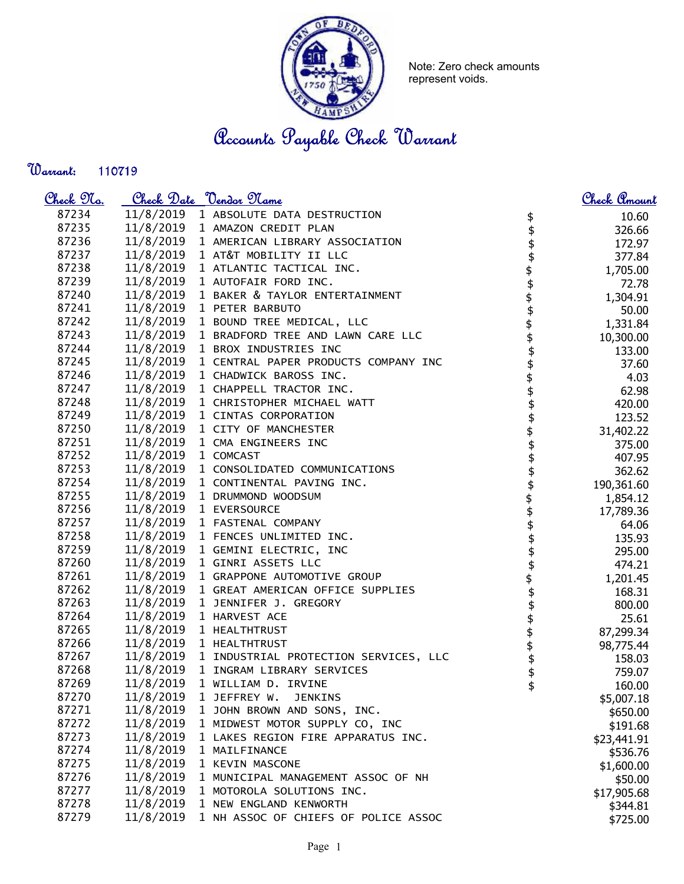Note: Zero check amounts represent voids.

# Accounts Payable Check Warrant

**Warrant:** 110719

| Check No. | Check Date | Vendor Name | | Check Amount |
|---|---|---|---|---|
| 87234 | 11/8/2019 | 1 ABSOLUTE DATA DESTRUCTION | $ | 10.60 |
| 87235 | 11/8/2019 | 1 AMAZON CREDIT PLAN | $ | 326.66 |
| 87236 | 11/8/2019 | 1 AMERICAN LIBRARY ASSOCIATION | $ | 172.97 |
| 87237 | 11/8/2019 | 1 AT&T MOBILITY II LLC | $ | 377.84 |
| 87238 | 11/8/2019 | 1 ATLANTIC TACTICAL INC. | $ | 1,705.00 |
| 87239 | 11/8/2019 | 1 AUTOFAIR FORD INC. | $ | 72.78 |
| 87240 | 11/8/2019 | 1 BAKER & TAYLOR ENTERTAINMENT | $ | 1,304.91 |
| 87241 | 11/8/2019 | 1 PETER BARBUTO | $ | 50.00 |
| 87242 | 11/8/2019 | 1 BOUND TREE MEDICAL, LLC | $ | 1,331.84 |
| 87243 | 11/8/2019 | 1 BRADFORD TREE AND LAWN CARE LLC | $ | 10,300.00 |
| 87244 | 11/8/2019 | 1 BROX INDUSTRIES INC | $ | 133.00 |
| 87245 | 11/8/2019 | 1 CENTRAL PAPER PRODUCTS COMPANY INC | $ | 37.60 |
| 87246 | 11/8/2019 | 1 CHADWICK BAROSS INC. | $ | 4.03 |
| 87247 | 11/8/2019 | 1 CHAPPELL TRACTOR INC. | $ | 62.98 |
| 87248 | 11/8/2019 | 1 CHRISTOPHER MICHAEL WATT | $ | 420.00 |
| 87249 | 11/8/2019 | 1 CINTAS CORPORATION | $ | 123.52 |
| 87250 | 11/8/2019 | 1 CITY OF MANCHESTER | $ | 31,402.22 |
| 87251 | 11/8/2019 | 1 CMA ENGINEERS INC | $ | 375.00 |
| 87252 | 11/8/2019 | 1 COMCAST | $ | 407.95 |
| 87253 | 11/8/2019 | 1 CONSOLIDATED COMMUNICATIONS | $ | 362.62 |
| 87254 | 11/8/2019 | 1 CONTINENTAL PAVING INC. | $ | 190,361.60 |
| 87255 | 11/8/2019 | 1 DRUMMOND WOODSUM | $ | 1,854.12 |
| 87256 | 11/8/2019 | 1 EVERSOURCE | $ | 17,789.36 |
| 87257 | 11/8/2019 | 1 FASTENAL COMPANY | $ | 64.06 |
| 87258 | 11/8/2019 | 1 FENCES UNLIMITED INC. | $ | 135.93 |
| 87259 | 11/8/2019 | 1 GEMINI ELECTRIC, INC | $ | 295.00 |
| 87260 | 11/8/2019 | 1 GINRI ASSETS LLC | $ | 474.21 |
| 87261 | 11/8/2019 | 1 GRAPPONE AUTOMOTIVE GROUP | $ | 1,201.45 |
| 87262 | 11/8/2019 | 1 GREAT AMERICAN OFFICE SUPPLIES | $ | 168.31 |
| 87263 | 11/8/2019 | 1 JENNIFER J. GREGORY | $ | 800.00 |
| 87264 | 11/8/2019 | 1 HARVEST ACE | $ | 25.61 |
| 87265 | 11/8/2019 | 1 HEALTHTRUST | $ | 87,299.34 |
| 87266 | 11/8/2019 | 1 HEALTHTRUST | $ | 98,775.44 |
| 87267 | 11/8/2019 | 1 INDUSTRIAL PROTECTION SERVICES, LLC | $ | 158.03 |
| 87268 | 11/8/2019 | 1 INGRAM LIBRARY SERVICES | $ | 759.07 |
| 87269 | 11/8/2019 | 1 WILLIAM D. IRVINE | $ | 160.00 |
| 87270 | 11/8/2019 | 1 JEFFREY W. JENKINS | | $5,007.18 |
| 87271 | 11/8/2019 | 1 JOHN BROWN AND SONS, INC. | | $650.00 |
| 87272 | 11/8/2019 | 1 MIDWEST MOTOR SUPPLY CO, INC | | $191.68 |
| 87273 | 11/8/2019 | 1 LAKES REGION FIRE APPARATUS INC. | | $23,441.91 |
| 87274 | 11/8/2019 | 1 MAILFINANCE | | $536.76 |
| 87275 | 11/8/2019 | 1 KEVIN MASCONE | | $1,600.00 |
| 87276 | 11/8/2019 | 1 MUNICIPAL MANAGEMENT ASSOC OF NH | | $50.00 |
| 87277 | 11/8/2019 | 1 MOTOROLA SOLUTIONS INC. | | $17,905.68 |
| 87278 | 11/8/2019 | 1 NEW ENGLAND KENWORTH | | $344.81 |
| 87279 | 11/8/2019 | 1 NH ASSOC OF CHIEFS OF POLICE ASSOC | | $725.00 |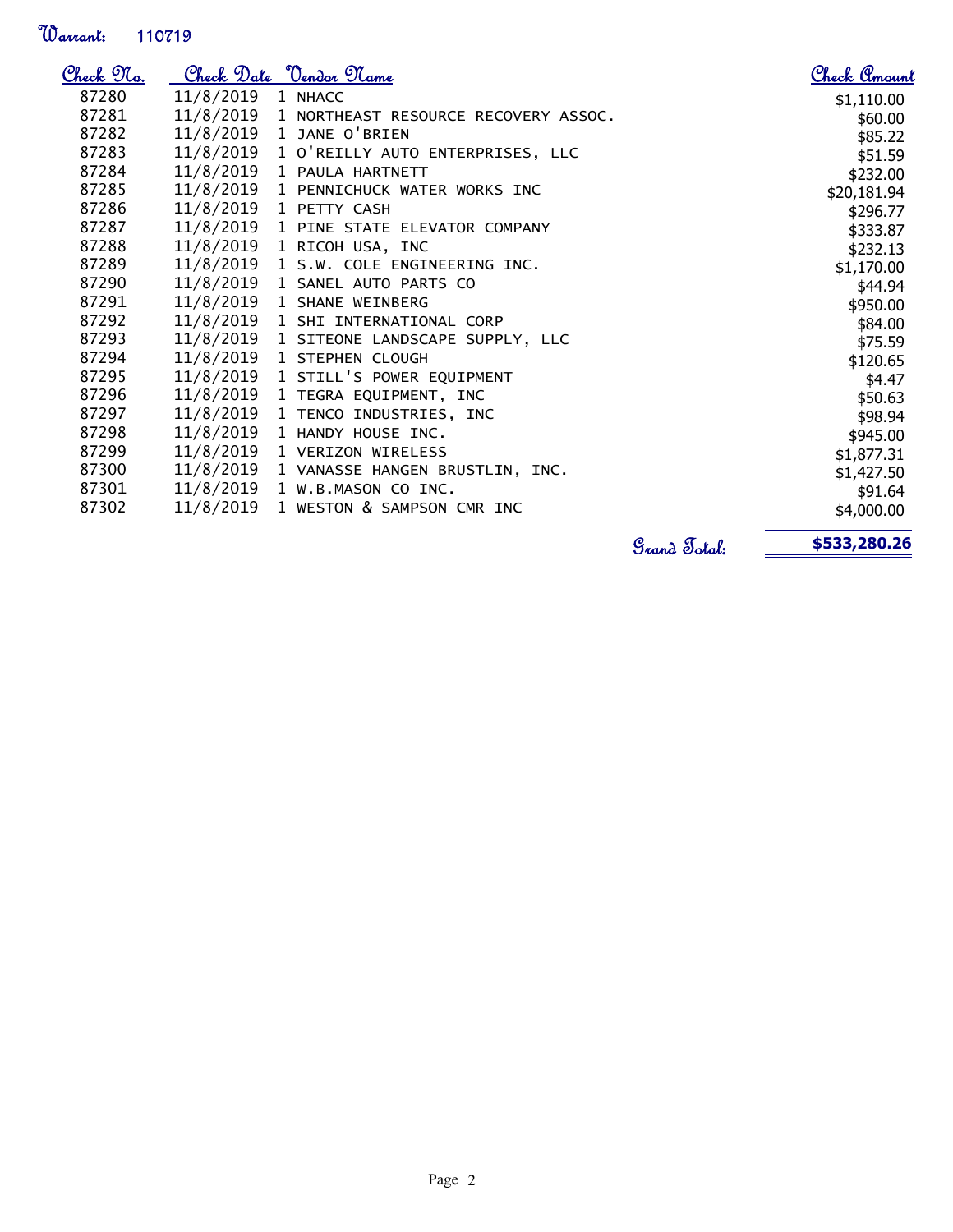Warrant: 110719

| Check No. | Check Date | Vendor Name | Check Amount |
|---|---|---|---|
| 87280 | 11/8/2019 | 1 NHACC | $1,110.00 |
| 87281 | 11/8/2019 | 1 NORTHEAST RESOURCE RECOVERY ASSOC. | $60.00 |
| 87282 | 11/8/2019 | 1 JANE O'BRIEN | $85.22 |
| 87283 | 11/8/2019 | 1 O'REILLY AUTO ENTERPRISES, LLC | $51.59 |
| 87284 | 11/8/2019 | 1 PAULA HARTNETT | $232.00 |
| 87285 | 11/8/2019 | 1 PENNICHUCK WATER WORKS INC | $20,181.94 |
| 87286 | 11/8/2019 | 1 PETTY CASH | $296.77 |
| 87287 | 11/8/2019 | 1 PINE STATE ELEVATOR COMPANY | $333.87 |
| 87288 | 11/8/2019 | 1 RICOH USA, INC | $232.13 |
| 87289 | 11/8/2019 | 1 S.W. COLE ENGINEERING INC. | $1,170.00 |
| 87290 | 11/8/2019 | 1 SANEL AUTO PARTS CO | $44.94 |
| 87291 | 11/8/2019 | 1 SHANE WEINBERG | $950.00 |
| 87292 | 11/8/2019 | 1 SHI INTERNATIONAL CORP | $84.00 |
| 87293 | 11/8/2019 | 1 SITEONE LANDSCAPE SUPPLY, LLC | $75.59 |
| 87294 | 11/8/2019 | 1 STEPHEN CLOUGH | $120.65 |
| 87295 | 11/8/2019 | 1 STILL'S POWER EQUIPMENT | $4.47 |
| 87296 | 11/8/2019 | 1 TEGRA EQUIPMENT, INC | $50.63 |
| 87297 | 11/8/2019 | 1 TENCO INDUSTRIES, INC | $98.94 |
| 87298 | 11/8/2019 | 1 HANDY HOUSE INC. | $945.00 |
| 87299 | 11/8/2019 | 1 VERIZON WIRELESS | $1,877.31 |
| 87300 | 11/8/2019 | 1 VANASSE HANGEN BRUSTLIN, INC. | $1,427.50 |
| 87301 | 11/8/2019 | 1 W.B.MASON CO INC. | $91.64 |
| 87302 | 11/8/2019 | 1 WESTON & SAMPSON CMR INC | $4,000.00 |
| | | Grand Total: | **$533,280.26** |